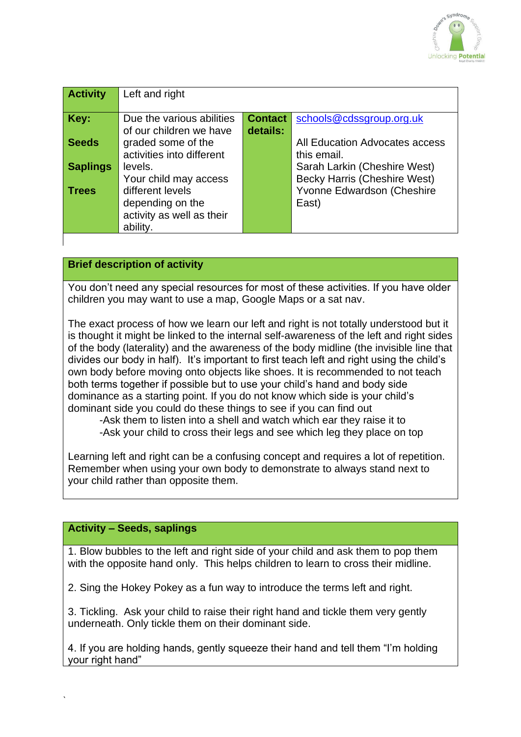| Activity | Left and right | | |
|---|---|---|---|
| Key:<br><br>Seeds<br><br>Saplings<br><br>Trees | Due the various abilities of our children we have graded some of the activities into different levels.<br>Your child may access different levels depending on the activity as well as their ability. | Contact details: | schools@cdssgroup.org.uk<br><br>All Education Advocates access this email.<br>Sarah Larkin (Cheshire West)<br>Becky Harris (Cheshire West)<br>Yvonne Edwardson (Cheshire East) |

## Brief description of activity

You don't need any special resources for most of these activities. If you have older children you may want to use a map, Google Maps or a sat nav.

The exact process of how we learn our left and right is not totally understood but it is thought it might be linked to the internal self-awareness of the left and right sides of the body (laterality) and the awareness of the body midline (the invisible line that divides our body in half). It's important to first teach left and right using the child's own body before moving onto objects like shoes. It is recommended to not teach both terms together if possible but to use your child's hand and body side dominance as a starting point. If you do not know which side is your child's dominant side you could do these things to see if you can find out

- -Ask them to listen into a shell and watch which ear they raise it to
- -Ask your child to cross their legs and see which leg they place on top

Learning left and right can be a confusing concept and requires a lot of repetition. Remember when using your own body to demonstrate to always stand next to your child rather than opposite them.

## Activity – Seeds, saplings

1. Blow bubbles to the left and right side of your child and ask them to pop them with the opposite hand only. This helps children to learn to cross their midline.

2. Sing the Hokey Pokey as a fun way to introduce the terms left and right.

3. Tickling. Ask your child to raise their right hand and tickle them very gently underneath. Only tickle them on their dominant side.

4. If you are holding hands, gently squeeze their hand and tell them "I'm holding your right hand"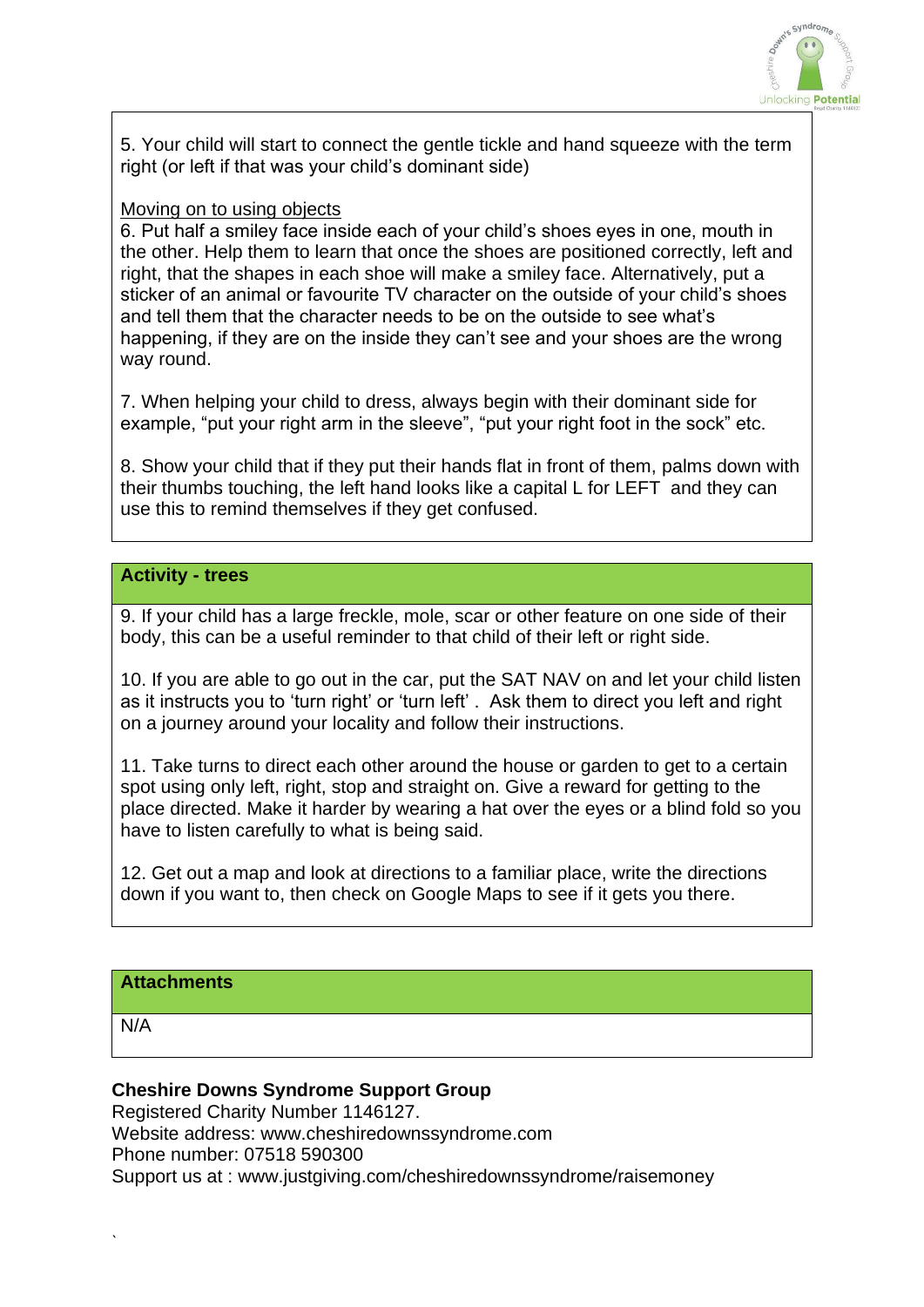5. Your child will start to connect the gentle tickle and hand squeeze with the term right (or left if that was your child's dominant side)

Moving on to using objects

6. Put half a smiley face inside each of your child's shoes eyes in one, mouth in the other. Help them to learn that once the shoes are positioned correctly, left and right, that the shapes in each shoe will make a smiley face. Alternatively, put a sticker of an animal or favourite TV character on the outside of your child's shoes and tell them that the character needs to be on the outside to see what's happening, if they are on the inside they can't see and your shoes are the wrong way round.

7. When helping your child to dress, always begin with their dominant side for example, "put your right arm in the sleeve", "put your right foot in the sock" etc.

8. Show your child that if they put their hands flat in front of them, palms down with their thumbs touching, the left hand looks like a capital L for LEFT and they can use this to remind themselves if they get confused.

**Activity - trees**

9. If your child has a large freckle, mole, scar or other feature on one side of their body, this can be a useful reminder to that child of their left or right side.

10. If you are able to go out in the car, put the SAT NAV on and let your child listen as it instructs you to 'turn right' or 'turn left' . Ask them to direct you left and right on a journey around your locality and follow their instructions.

11. Take turns to direct each other around the house or garden to get to a certain spot using only left, right, stop and straight on. Give a reward for getting to the place directed. Make it harder by wearing a hat over the eyes or a blind fold so you have to listen carefully to what is being said.

12. Get out a map and look at directions to a familiar place, write the directions down if you want to, then check on Google Maps to see if it gets you there.

**Attachments**

N/A

**Cheshire Downs Syndrome Support Group**
Registered Charity Number 1146127.
Website address: www.cheshiredownssyndrome.com
Phone number: 07518 590300
Support us at : www.justgiving.com/cheshiredownssyndrome/raisemoney